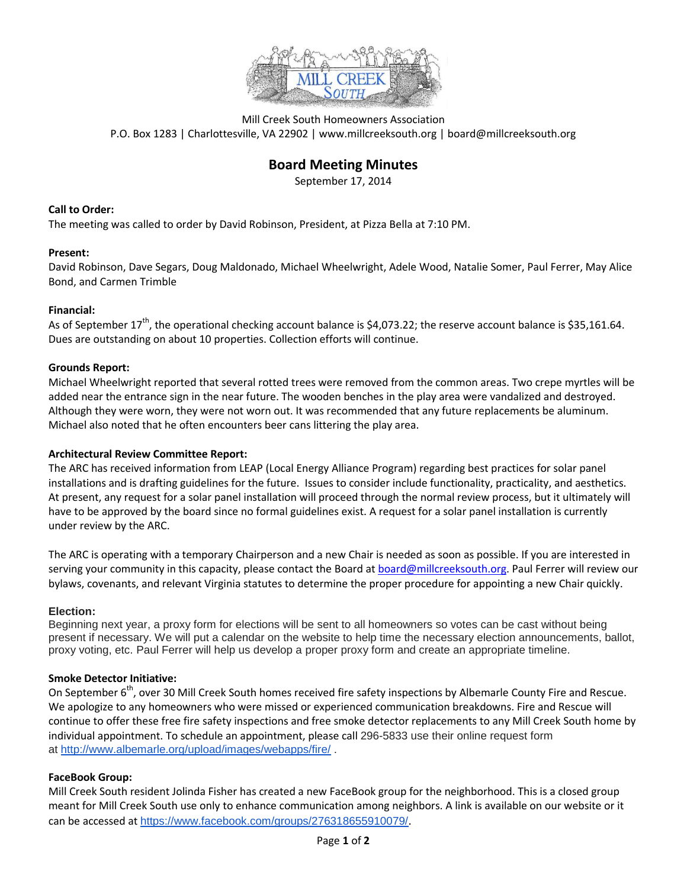Mill Creek South Homeowners Association
P.O. Box 1283 | Charlottesville, VA 22902 | www.millcreeksouth.org | board@millcreeksouth.org

# Board Meeting Minutes

September 17, 2014

**Call to Order:**
The meeting was called to order by David Robinson, President, at Pizza Bella at 7:10 PM.

**Present:**
David Robinson, Dave Segars, Doug Maldonado, Michael Wheelwright, Adele Wood, Natalie Somer, Paul Ferrer, May Alice Bond, and Carmen Trimble

**Financial:**
As of September 17th, the operational checking account balance is $4,073.22; the reserve account balance is $35,161.64. Dues are outstanding on about 10 properties. Collection efforts will continue.

**Grounds Report:**
Michael Wheelwright reported that several rotted trees were removed from the common areas. Two crepe myrtles will be added near the entrance sign in the near future. The wooden benches in the play area were vandalized and destroyed. Although they were worn, they were not worn out. It was recommended that any future replacements be aluminum. Michael also noted that he often encounters beer cans littering the play area.

**Architectural Review Committee Report:**
The ARC has received information from LEAP (Local Energy Alliance Program) regarding best practices for solar panel installations and is drafting guidelines for the future. Issues to consider include functionality, practicality, and aesthetics. At present, any request for a solar panel installation will proceed through the normal review process, but it ultimately will have to be approved by the board since no formal guidelines exist. A request for a solar panel installation is currently under review by the ARC.

The ARC is operating with a temporary Chairperson and a new Chair is needed as soon as possible. If you are interested in serving your community in this capacity, please contact the Board at board@millcreeksouth.org. Paul Ferrer will review our bylaws, covenants, and relevant Virginia statutes to determine the proper procedure for appointing a new Chair quickly.

**Election:**
Beginning next year, a proxy form for elections will be sent to all homeowners so votes can be cast without being present if necessary. We will put a calendar on the website to help time the necessary election announcements, ballot, proxy voting, etc. Paul Ferrer will help us develop a proper proxy form and create an appropriate timeline.

**Smoke Detector Initiative:**
On September 6th, over 30 Mill Creek South homes received fire safety inspections by Albemarle County Fire and Rescue. We apologize to any homeowners who were missed or experienced communication breakdowns. Fire and Rescue will continue to offer these free fire safety inspections and free smoke detector replacements to any Mill Creek South home by individual appointment. To schedule an appointment, please call 296-5833 use their online request form at http://www.albemarle.org/upload/images/webapps/fire/ .

**FaceBook Group:**
Mill Creek South resident Jolinda Fisher has created a new FaceBook group for the neighborhood. This is a closed group meant for Mill Creek South use only to enhance communication among neighbors. A link is available on our website or it can be accessed at https://www.facebook.com/groups/276318655910079/.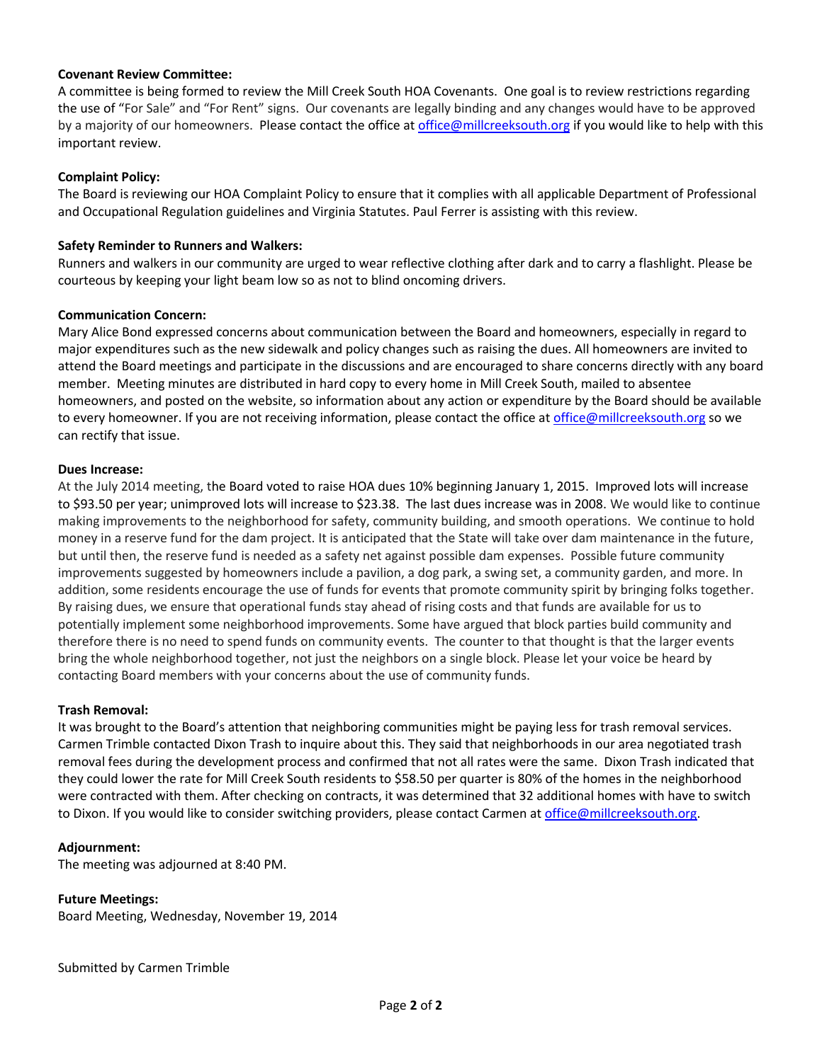**Covenant Review Committee:**
A committee is being formed to review the Mill Creek South HOA Covenants. One goal is to review restrictions regarding the use of "For Sale" and "For Rent" signs. Our covenants are legally binding and any changes would have to be approved by a majority of our homeowners. Please contact the office at office@millcreeksouth.org if you would like to help with this important review.

**Complaint Policy:**
The Board is reviewing our HOA Complaint Policy to ensure that it complies with all applicable Department of Professional and Occupational Regulation guidelines and Virginia Statutes. Paul Ferrer is assisting with this review.

**Safety Reminder to Runners and Walkers:**
Runners and walkers in our community are urged to wear reflective clothing after dark and to carry a flashlight. Please be courteous by keeping your light beam low so as not to blind oncoming drivers.

**Communication Concern:**
Mary Alice Bond expressed concerns about communication between the Board and homeowners, especially in regard to major expenditures such as the new sidewalk and policy changes such as raising the dues. All homeowners are invited to attend the Board meetings and participate in the discussions and are encouraged to share concerns directly with any board member. Meeting minutes are distributed in hard copy to every home in Mill Creek South, mailed to absentee homeowners, and posted on the website, so information about any action or expenditure by the Board should be available to every homeowner. If you are not receiving information, please contact the office at office@millcreeksouth.org so we can rectify that issue.

**Dues Increase:**
At the July 2014 meeting, the Board voted to raise HOA dues 10% beginning January 1, 2015. Improved lots will increase to $93.50 per year; unimproved lots will increase to $23.38. The last dues increase was in 2008. We would like to continue making improvements to the neighborhood for safety, community building, and smooth operations. We continue to hold money in a reserve fund for the dam project. It is anticipated that the State will take over dam maintenance in the future, but until then, the reserve fund is needed as a safety net against possible dam expenses. Possible future community improvements suggested by homeowners include a pavilion, a dog park, a swing set, a community garden, and more. In addition, some residents encourage the use of funds for events that promote community spirit by bringing folks together. By raising dues, we ensure that operational funds stay ahead of rising costs and that funds are available for us to potentially implement some neighborhood improvements. Some have argued that block parties build community and therefore there is no need to spend funds on community events. The counter to that thought is that the larger events bring the whole neighborhood together, not just the neighbors on a single block. Please let your voice be heard by contacting Board members with your concerns about the use of community funds.

**Trash Removal:**
It was brought to the Board's attention that neighboring communities might be paying less for trash removal services. Carmen Trimble contacted Dixon Trash to inquire about this. They said that neighborhoods in our area negotiated trash removal fees during the development process and confirmed that not all rates were the same. Dixon Trash indicated that they could lower the rate for Mill Creek South residents to $58.50 per quarter is 80% of the homes in the neighborhood were contracted with them. After checking on contracts, it was determined that 32 additional homes with have to switch to Dixon. If you would like to consider switching providers, please contact Carmen at office@millcreeksouth.org.

**Adjournment:**
The meeting was adjourned at 8:40 PM.

**Future Meetings:**
Board Meeting, Wednesday, November 19, 2014

Submitted by Carmen Trimble